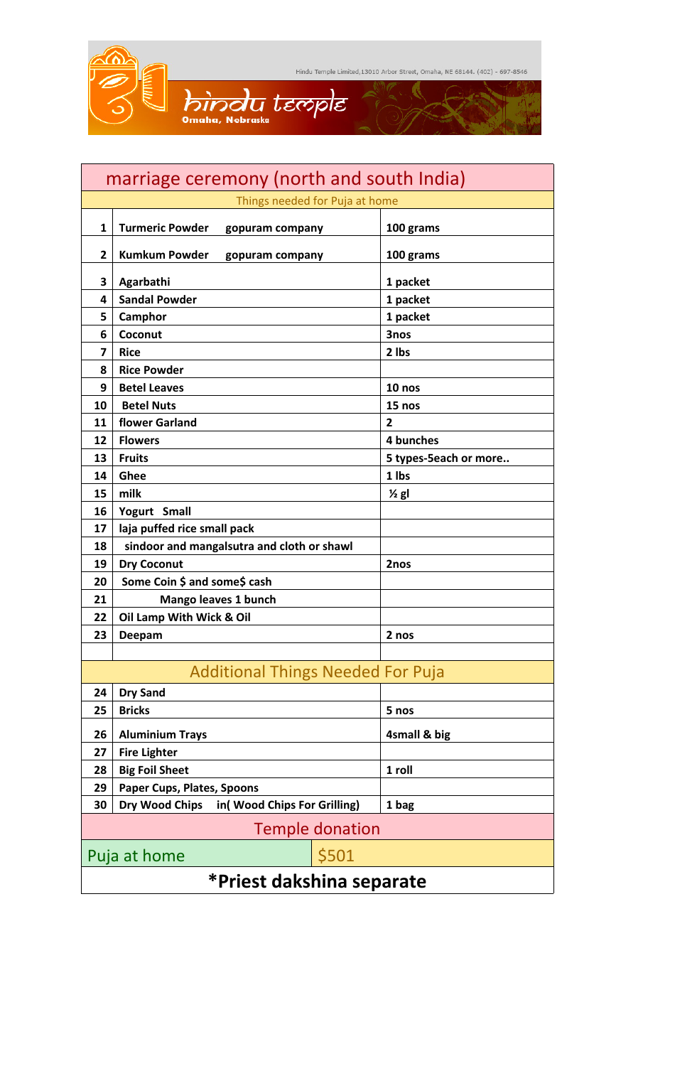Hindu Temple Limited,13010 Arbor Street, Omaha, NE 68144. (402) - 697-8546

# hindu temple
Omaha, Nebraska

## marriage ceremony (north and south India)

| | Things needed for Puja at home | |
|---|---|---|
| 1 | **Turmeric Powder gopuram company** | **100 grams** |
| 2 | **Kumkum Powder gopuram company** | **100 grams** |
| 3 | **Agarbathi** | **1 packet** |
| 4 | **Sandal Powder** | **1 packet** |
| 5 | **Camphor** | **1 packet** |
| 6 | **Coconut** | **3nos** |
| 7 | **Rice** | **2 lbs** |
| 8 | **Rice Powder** | |
| 9 | **Betel Leaves** | **10 nos** |
| 10 | **Betel Nuts** | **15 nos** |
| 11 | **flower Garland** | **2** |
| 12 | **Flowers** | **4 bunches** |
| 13 | **Fruits** | **5 types-5each or more..** |
| 14 | **Ghee** | **1 lbs** |
| 15 | **milk** | **½ gl** |
| 16 | **Yogurt Small** | |
| 17 | **laja puffed rice small pack** | |
| 18 | **sindoor and mangalsutra and cloth or shawl** | |
| 19 | **Dry Coconut** | **2nos** |
| 20 | **Some Coin $ and some$ cash** | |
| 21 | **Mango leaves 1 bunch** | |
| 22 | **Oil Lamp With Wick & Oil** | |
| 23 | **Deepam** | **2 nos** |
| | | |
| | **Additional Things Needed For Puja** | |
| 24 | **Dry Sand** | |
| 25 | **Bricks** | **5 nos** |
| 26 | **Aluminium Trays** | **4small & big** |
| 27 | **Fire Lighter** | |
| 28 | **Big Foil Sheet** | **1 roll** |
| 29 | **Paper Cups, Plates, Spoons** | |
| 30 | **Dry Wood Chips in( Wood Chips For Grilling)** | **1 bag** |

## Temple donation

| Puja at home | $501 |
|---|---|

**\*Priest dakshina separate**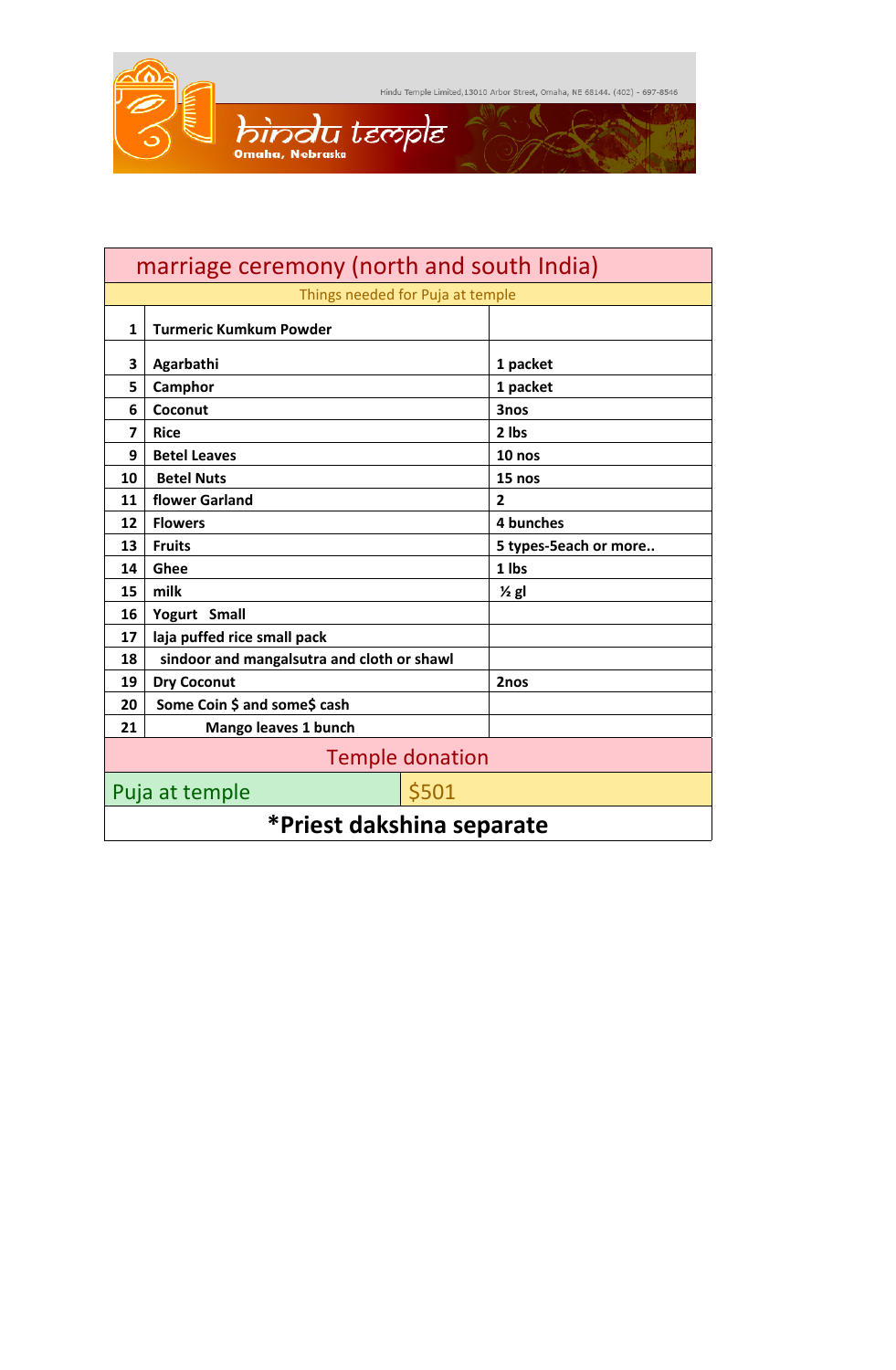Hindu Temple Limited,13010 Arbor Street, Omaha, NE 68144. (402) - 697-8546

hindu temple
Omaha, Nebraska

## marriage ceremony (north and south India)

Things needed for Puja at temple

| | | |
|---|---|---|
| 1 | Turmeric Kumkum Powder | |
| 3 | Agarbathi | 1 packet |
| 5 | Camphor | 1 packet |
| 6 | Coconut | 3nos |
| 7 | Rice | 2 lbs |
| 9 | Betel Leaves | 10 nos |
| 10 | Betel Nuts | 15 nos |
| 11 | flower Garland | 2 |
| 12 | Flowers | 4 bunches |
| 13 | Fruits | 5 types-5each or more.. |
| 14 | Ghee | 1 lbs |
| 15 | milk | ½ gl |
| 16 | Yogurt Small | |
| 17 | laja puffed rice small pack | |
| 18 | sindoor and mangalsutra and cloth or shawl | |
| 19 | Dry Coconut | 2nos |
| 20 | Some Coin $ and some$ cash | |
| 21 | Mango leaves 1 bunch | |

### Temple donation

| | |
|---|---|
| Puja at temple | $501 |

**\*Priest dakshina separate**